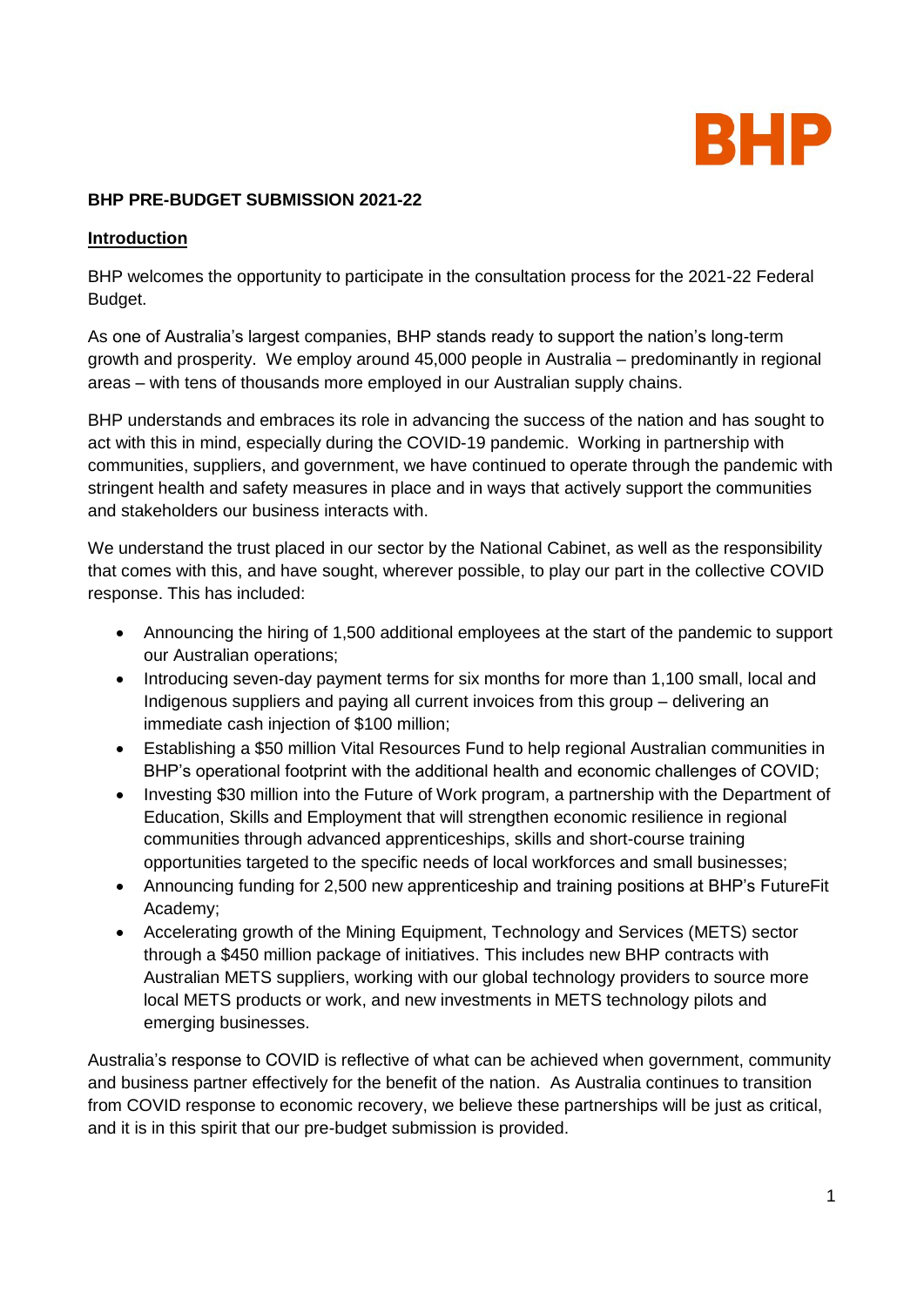BHP

**BHP PRE-BUDGET SUBMISSION 2021-22**

## Introduction

BHP welcomes the opportunity to participate in the consultation process for the 2021-22 Federal Budget.

As one of Australia's largest companies, BHP stands ready to support the nation's long-term growth and prosperity. We employ around 45,000 people in Australia – predominantly in regional areas – with tens of thousands more employed in our Australian supply chains.

BHP understands and embraces its role in advancing the success of the nation and has sought to act with this in mind, especially during the COVID-19 pandemic. Working in partnership with communities, suppliers, and government, we have continued to operate through the pandemic with stringent health and safety measures in place and in ways that actively support the communities and stakeholders our business interacts with.

We understand the trust placed in our sector by the National Cabinet, as well as the responsibility that comes with this, and have sought, wherever possible, to play our part in the collective COVID response. This has included:

- Announcing the hiring of 1,500 additional employees at the start of the pandemic to support our Australian operations;
- Introducing seven-day payment terms for six months for more than 1,100 small, local and Indigenous suppliers and paying all current invoices from this group – delivering an immediate cash injection of $100 million;
- Establishing a $50 million Vital Resources Fund to help regional Australian communities in BHP's operational footprint with the additional health and economic challenges of COVID;
- Investing $30 million into the Future of Work program, a partnership with the Department of Education, Skills and Employment that will strengthen economic resilience in regional communities through advanced apprenticeships, skills and short-course training opportunities targeted to the specific needs of local workforces and small businesses;
- Announcing funding for 2,500 new apprenticeship and training positions at BHP's FutureFit Academy;
- Accelerating growth of the Mining Equipment, Technology and Services (METS) sector through a $450 million package of initiatives. This includes new BHP contracts with Australian METS suppliers, working with our global technology providers to source more local METS products or work, and new investments in METS technology pilots and emerging businesses.

Australia's response to COVID is reflective of what can be achieved when government, community and business partner effectively for the benefit of the nation. As Australia continues to transition from COVID response to economic recovery, we believe these partnerships will be just as critical, and it is in this spirit that our pre-budget submission is provided.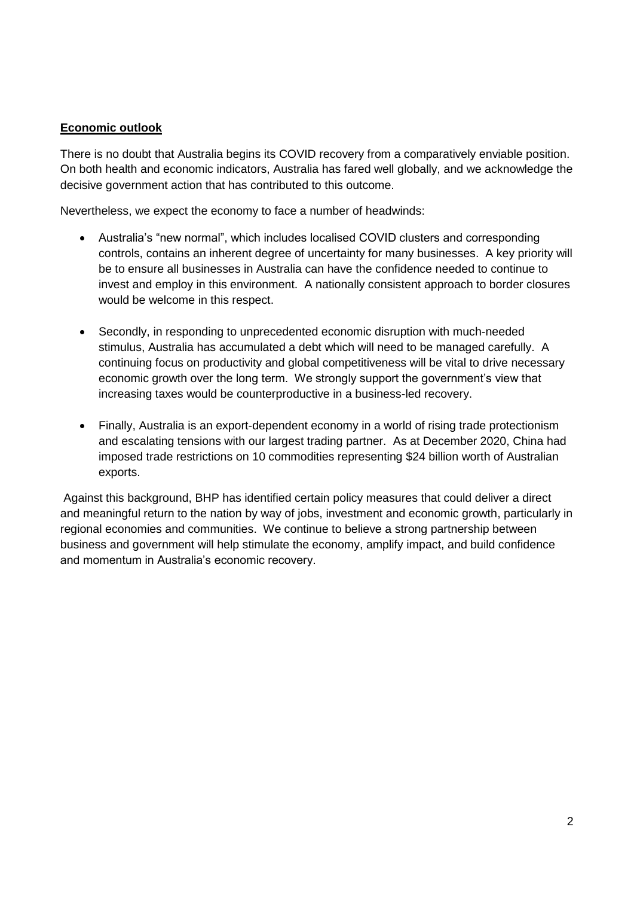**Economic outlook**

There is no doubt that Australia begins its COVID recovery from a comparatively enviable position. On both health and economic indicators, Australia has fared well globally, and we acknowledge the decisive government action that has contributed to this outcome.

Nevertheless, we expect the economy to face a number of headwinds:

- Australia's "new normal", which includes localised COVID clusters and corresponding controls, contains an inherent degree of uncertainty for many businesses. A key priority will be to ensure all businesses in Australia can have the confidence needed to continue to invest and employ in this environment. A nationally consistent approach to border closures would be welcome in this respect.

- Secondly, in responding to unprecedented economic disruption with much-needed stimulus, Australia has accumulated a debt which will need to be managed carefully. A continuing focus on productivity and global competitiveness will be vital to drive necessary economic growth over the long term. We strongly support the government's view that increasing taxes would be counterproductive in a business-led recovery.

- Finally, Australia is an export-dependent economy in a world of rising trade protectionism and escalating tensions with our largest trading partner. As at December 2020, China had imposed trade restrictions on 10 commodities representing $24 billion worth of Australian exports.

Against this background, BHP has identified certain policy measures that could deliver a direct and meaningful return to the nation by way of jobs, investment and economic growth, particularly in regional economies and communities. We continue to believe a strong partnership between business and government will help stimulate the economy, amplify impact, and build confidence and momentum in Australia's economic recovery.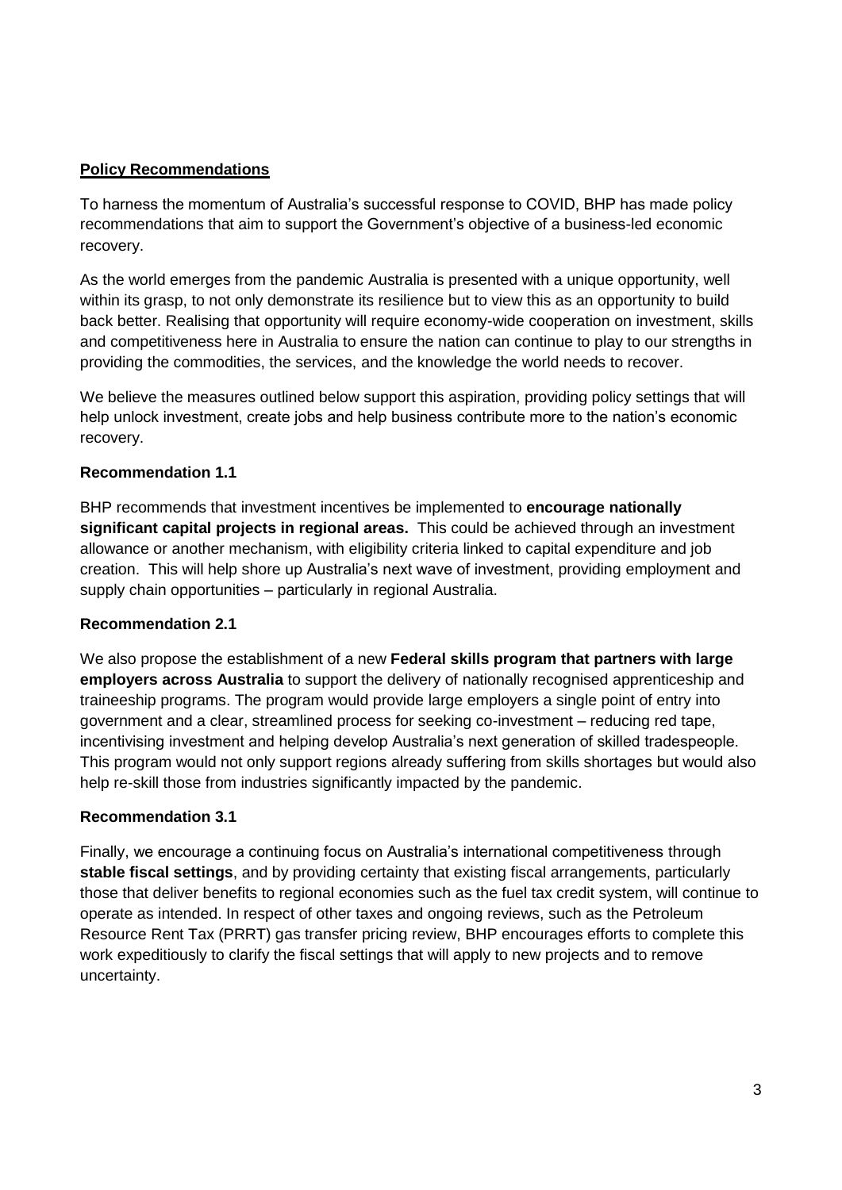## Policy Recommendations

To harness the momentum of Australia's successful response to COVID, BHP has made policy recommendations that aim to support the Government's objective of a business-led economic recovery.

As the world emerges from the pandemic Australia is presented with a unique opportunity, well within its grasp, to not only demonstrate its resilience but to view this as an opportunity to build back better. Realising that opportunity will require economy-wide cooperation on investment, skills and competitiveness here in Australia to ensure the nation can continue to play to our strengths in providing the commodities, the services, and the knowledge the world needs to recover.

We believe the measures outlined below support this aspiration, providing policy settings that will help unlock investment, create jobs and help business contribute more to the nation's economic recovery.

### Recommendation 1.1

BHP recommends that investment incentives be implemented to **encourage nationally significant capital projects in regional areas.** This could be achieved through an investment allowance or another mechanism, with eligibility criteria linked to capital expenditure and job creation. This will help shore up Australia's next wave of investment, providing employment and supply chain opportunities – particularly in regional Australia.

### Recommendation 2.1

We also propose the establishment of a new **Federal skills program that partners with large employers across Australia** to support the delivery of nationally recognised apprenticeship and traineeship programs. The program would provide large employers a single point of entry into government and a clear, streamlined process for seeking co-investment – reducing red tape, incentivising investment and helping develop Australia's next generation of skilled tradespeople. This program would not only support regions already suffering from skills shortages but would also help re-skill those from industries significantly impacted by the pandemic.

### Recommendation 3.1

Finally, we encourage a continuing focus on Australia's international competitiveness through **stable fiscal settings**, and by providing certainty that existing fiscal arrangements, particularly those that deliver benefits to regional economies such as the fuel tax credit system, will continue to operate as intended. In respect of other taxes and ongoing reviews, such as the Petroleum Resource Rent Tax (PRRT) gas transfer pricing review, BHP encourages efforts to complete this work expeditiously to clarify the fiscal settings that will apply to new projects and to remove uncertainty.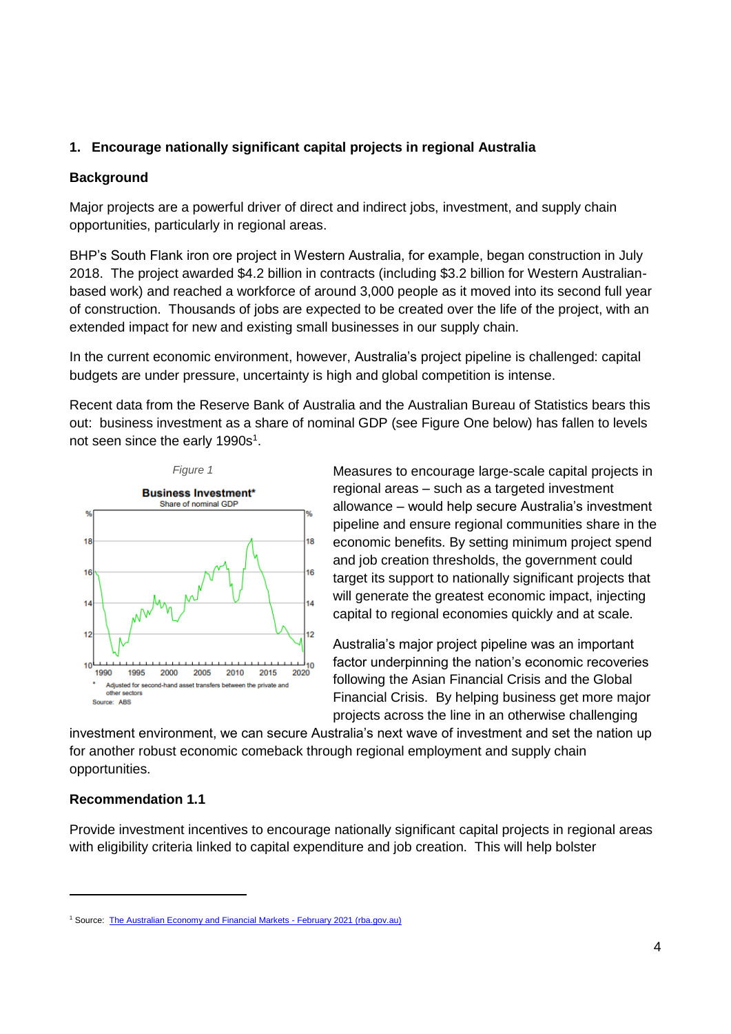## 1. Encourage nationally significant capital projects in regional Australia

### Background

Major projects are a powerful driver of direct and indirect jobs, investment, and supply chain opportunities, particularly in regional areas.

BHP's South Flank iron ore project in Western Australia, for example, began construction in July 2018. The project awarded $4.2 billion in contracts (including $3.2 billion for Western Australian-based work) and reached a workforce of around 3,000 people as it moved into its second full year of construction. Thousands of jobs are expected to be created over the life of the project, with an extended impact for new and existing small businesses in our supply chain.

In the current economic environment, however, Australia's project pipeline is challenged: capital budgets are under pressure, uncertainty is high and global competition is intense.

Recent data from the Reserve Bank of Australia and the Australian Bureau of Statistics bears this out: business investment as a share of nominal GDP (see Figure One below) has fallen to levels not seen since the early 1990s[1].

*Figure 1*

**Business Investment***
Share of nominal GDP

\* Adjusted for second-hand asset transfers between the private and other sectors
Source: ABS

Measures to encourage large-scale capital projects in regional areas – such as a targeted investment allowance – would help secure Australia's investment pipeline and ensure regional communities share in the economic benefits. By setting minimum project spend and job creation thresholds, the government could target its support to nationally significant projects that will generate the greatest economic impact, injecting capital to regional economies quickly and at scale.

Australia's major project pipeline was an important factor underpinning the nation's economic recoveries following the Asian Financial Crisis and the Global Financial Crisis. By helping business get more major projects across the line in an otherwise challenging investment environment, we can secure Australia's next wave of investment and set the nation up for another robust economic comeback through regional employment and supply chain opportunities.

### Recommendation 1.1

Provide investment incentives to encourage nationally significant capital projects in regional areas with eligibility criteria linked to capital expenditure and job creation. This will help bolster

---

[1] Source: The Australian Economy and Financial Markets - February 2021 (rba.gov.au)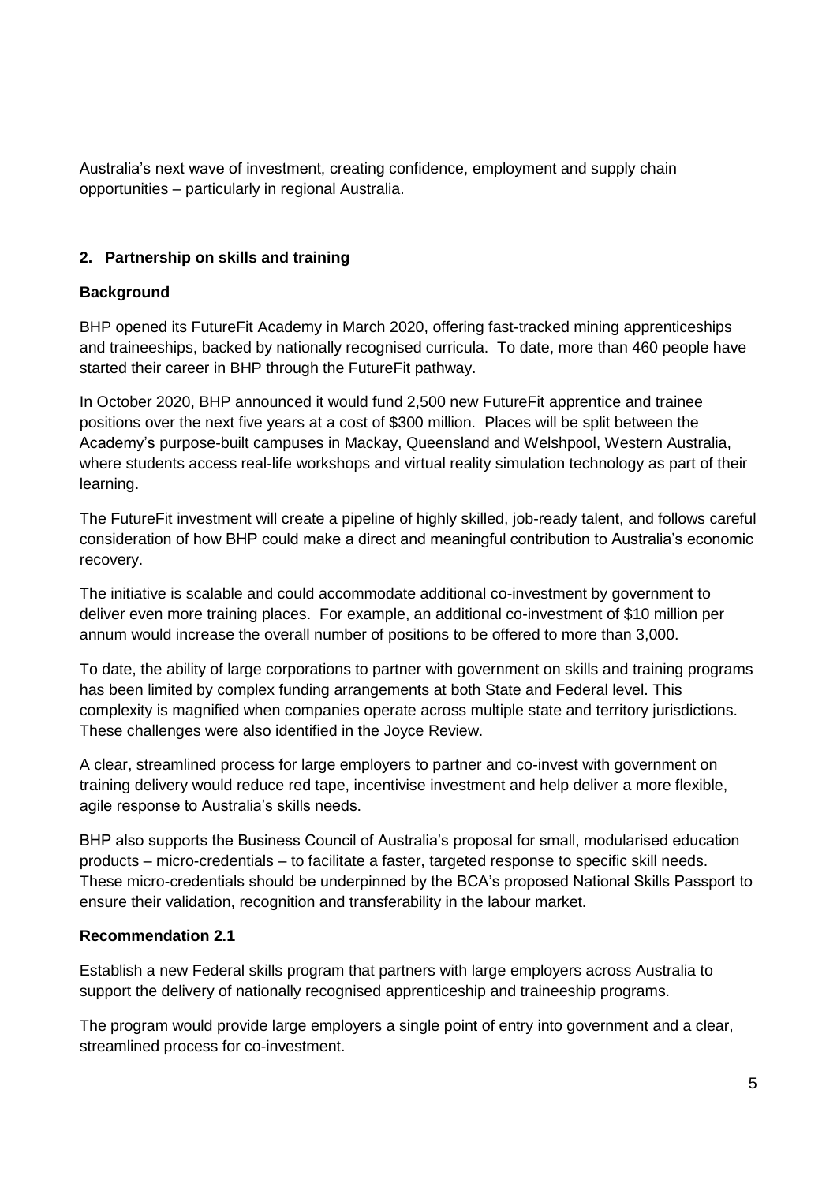Australia's next wave of investment, creating confidence, employment and supply chain opportunities – particularly in regional Australia.

## 2. Partnership on skills and training

### Background

BHP opened its FutureFit Academy in March 2020, offering fast-tracked mining apprenticeships and traineeships, backed by nationally recognised curricula. To date, more than 460 people have started their career in BHP through the FutureFit pathway.

In October 2020, BHP announced it would fund 2,500 new FutureFit apprentice and trainee positions over the next five years at a cost of $300 million. Places will be split between the Academy's purpose-built campuses in Mackay, Queensland and Welshpool, Western Australia, where students access real-life workshops and virtual reality simulation technology as part of their learning.

The FutureFit investment will create a pipeline of highly skilled, job-ready talent, and follows careful consideration of how BHP could make a direct and meaningful contribution to Australia's economic recovery.

The initiative is scalable and could accommodate additional co-investment by government to deliver even more training places. For example, an additional co-investment of $10 million per annum would increase the overall number of positions to be offered to more than 3,000.

To date, the ability of large corporations to partner with government on skills and training programs has been limited by complex funding arrangements at both State and Federal level. This complexity is magnified when companies operate across multiple state and territory jurisdictions. These challenges were also identified in the Joyce Review.

A clear, streamlined process for large employers to partner and co-invest with government on training delivery would reduce red tape, incentivise investment and help deliver a more flexible, agile response to Australia's skills needs.

BHP also supports the Business Council of Australia's proposal for small, modularised education products – micro-credentials – to facilitate a faster, targeted response to specific skill needs. These micro-credentials should be underpinned by the BCA's proposed National Skills Passport to ensure their validation, recognition and transferability in the labour market.

### Recommendation 2.1

Establish a new Federal skills program that partners with large employers across Australia to support the delivery of nationally recognised apprenticeship and traineeship programs.

The program would provide large employers a single point of entry into government and a clear, streamlined process for co-investment.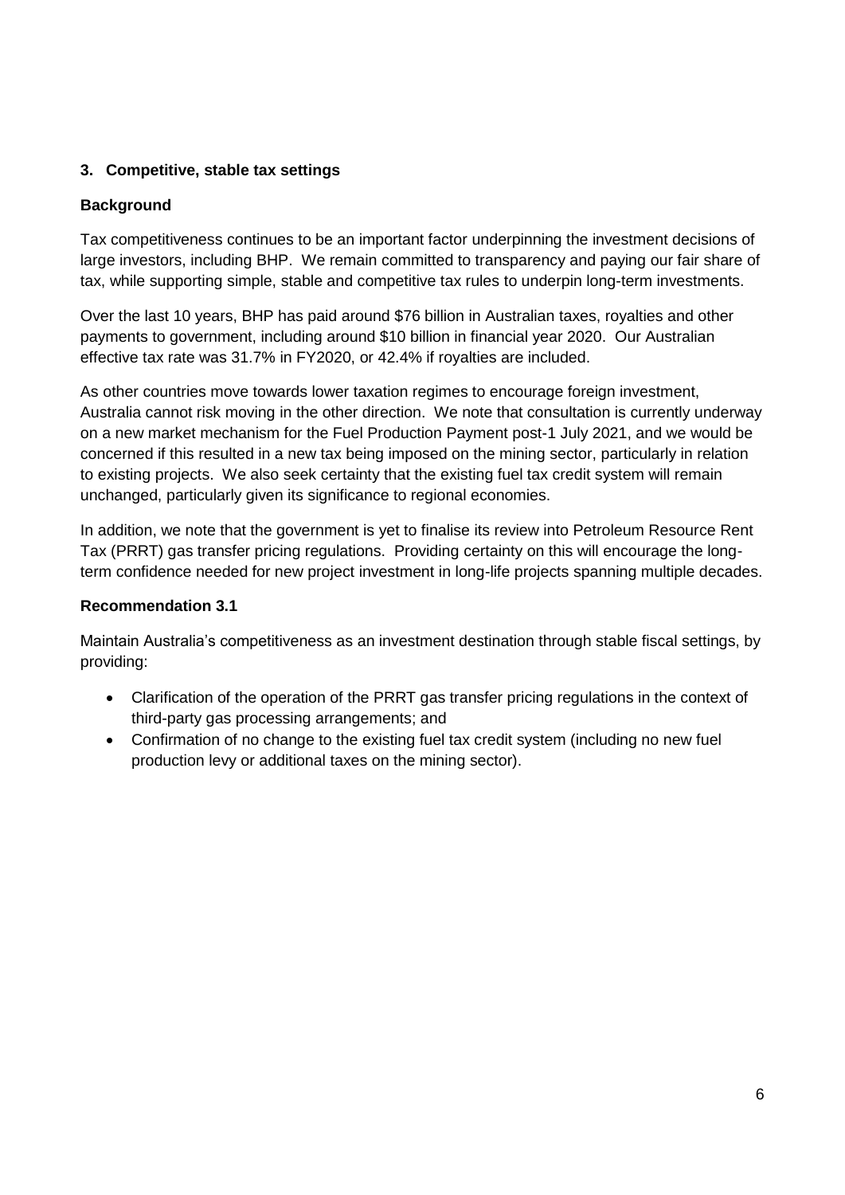## 3. Competitive, stable tax settings

### Background

Tax competitiveness continues to be an important factor underpinning the investment decisions of large investors, including BHP. We remain committed to transparency and paying our fair share of tax, while supporting simple, stable and competitive tax rules to underpin long-term investments.

Over the last 10 years, BHP has paid around $76 billion in Australian taxes, royalties and other payments to government, including around $10 billion in financial year 2020. Our Australian effective tax rate was 31.7% in FY2020, or 42.4% if royalties are included.

As other countries move towards lower taxation regimes to encourage foreign investment, Australia cannot risk moving in the other direction. We note that consultation is currently underway on a new market mechanism for the Fuel Production Payment post-1 July 2021, and we would be concerned if this resulted in a new tax being imposed on the mining sector, particularly in relation to existing projects. We also seek certainty that the existing fuel tax credit system will remain unchanged, particularly given its significance to regional economies.

In addition, we note that the government is yet to finalise its review into Petroleum Resource Rent Tax (PRRT) gas transfer pricing regulations. Providing certainty on this will encourage the long-term confidence needed for new project investment in long-life projects spanning multiple decades.

### Recommendation 3.1

Maintain Australia's competitiveness as an investment destination through stable fiscal settings, by providing:

- Clarification of the operation of the PRRT gas transfer pricing regulations in the context of third-party gas processing arrangements; and
- Confirmation of no change to the existing fuel tax credit system (including no new fuel production levy or additional taxes on the mining sector).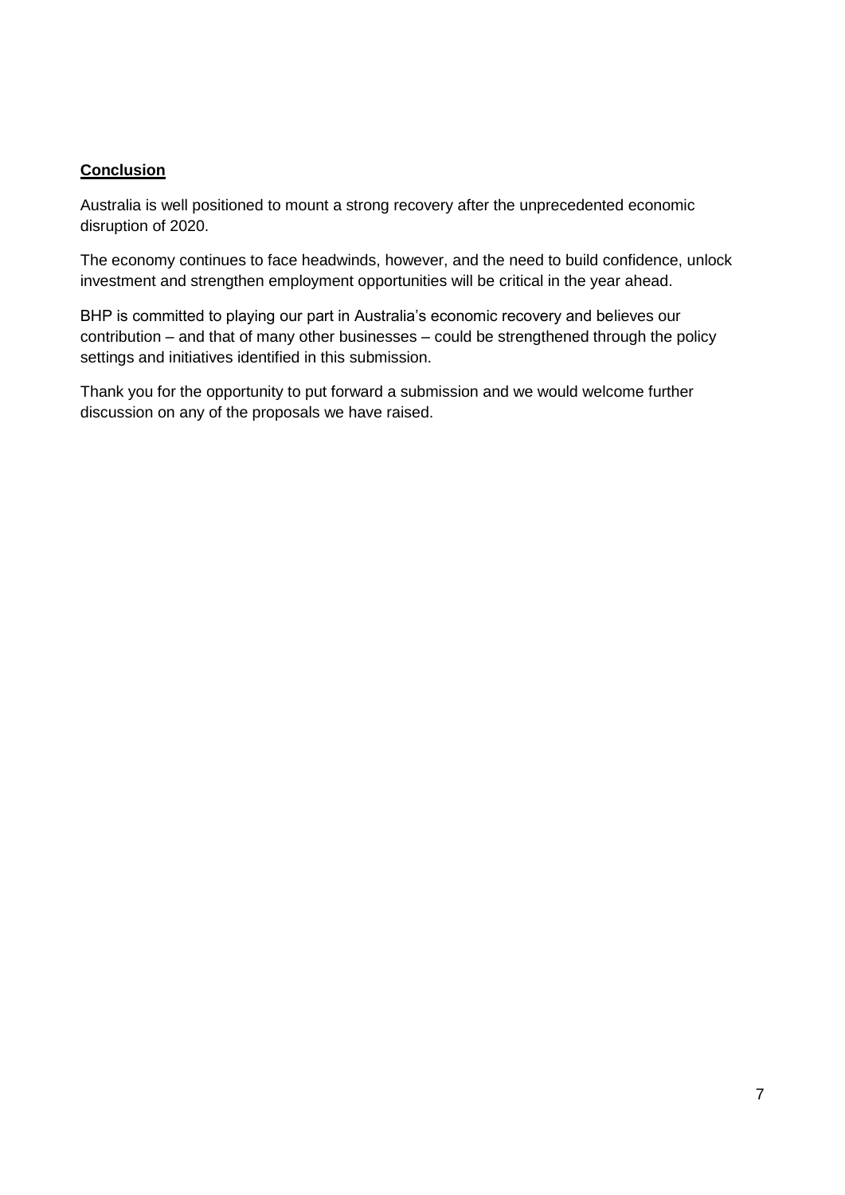**Conclusion**

Australia is well positioned to mount a strong recovery after the unprecedented economic disruption of 2020.

The economy continues to face headwinds, however, and the need to build confidence, unlock investment and strengthen employment opportunities will be critical in the year ahead.

BHP is committed to playing our part in Australia's economic recovery and believes our contribution – and that of many other businesses – could be strengthened through the policy settings and initiatives identified in this submission.

Thank you for the opportunity to put forward a submission and we would welcome further discussion on any of the proposals we have raised.